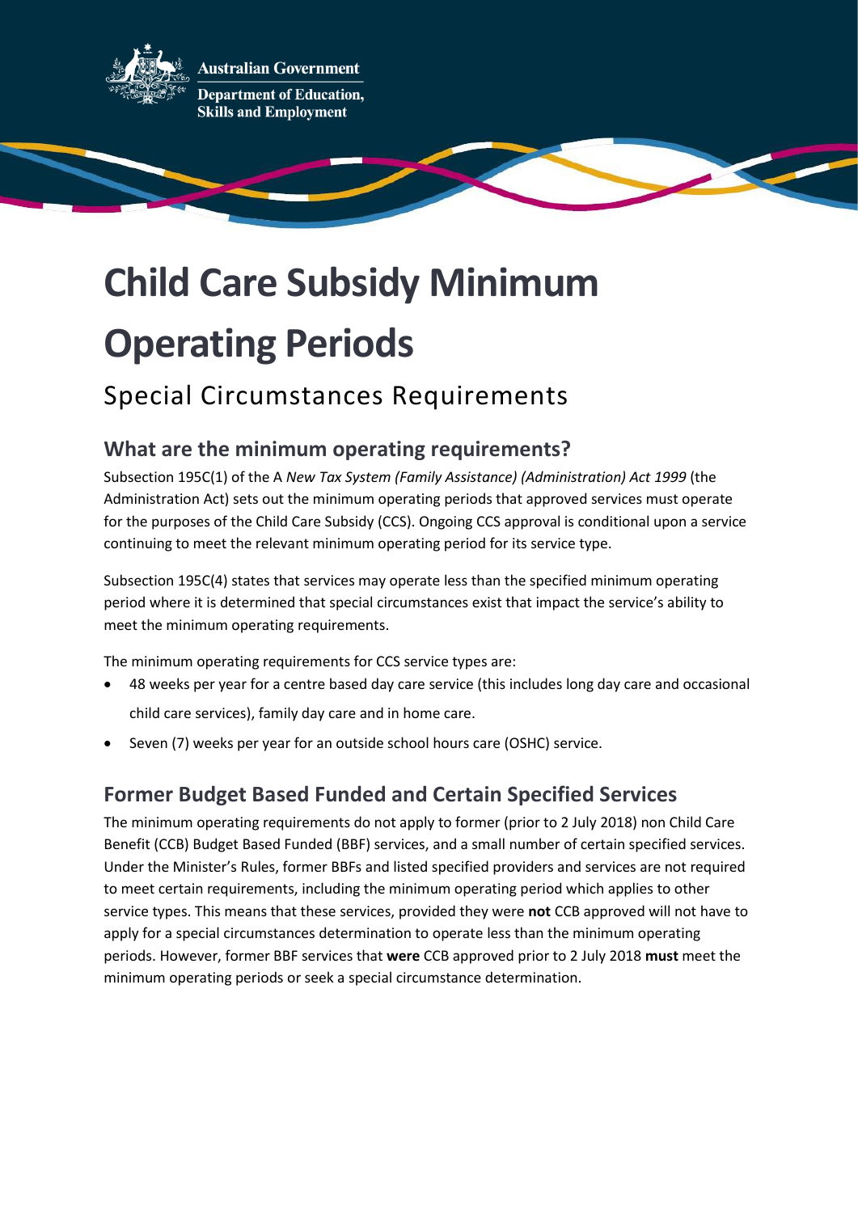Australian Government

Department of Education, Skills and Employment

# Child Care Subsidy Minimum Operating Periods

## Special Circumstances Requirements

### What are the minimum operating requirements?

Subsection 195C(1) of the A *New Tax System (Family Assistance) (Administration) Act 1999* (the Administration Act) sets out the minimum operating periods that approved services must operate for the purposes of the Child Care Subsidy (CCS). Ongoing CCS approval is conditional upon a service continuing to meet the relevant minimum operating period for its service type.

Subsection 195C(4) states that services may operate less than the specified minimum operating period where it is determined that special circumstances exist that impact the service's ability to meet the minimum operating requirements.

The minimum operating requirements for CCS service types are:

- 48 weeks per year for a centre based day care service (this includes long day care and occasional child care services), family day care and in home care.
- Seven (7) weeks per year for an outside school hours care (OSHC) service.

### Former Budget Based Funded and Certain Specified Services

The minimum operating requirements do not apply to former (prior to 2 July 2018) non Child Care Benefit (CCB) Budget Based Funded (BBF) services, and a small number of certain specified services. Under the Minister's Rules, former BBFs and listed specified providers and services are not required to meet certain requirements, including the minimum operating period which applies to other service types. This means that these services, provided they were **not** CCB approved will not have to apply for a special circumstances determination to operate less than the minimum operating periods. However, former BBF services that **were** CCB approved prior to 2 July 2018 **must** meet the minimum operating periods or seek a special circumstance determination.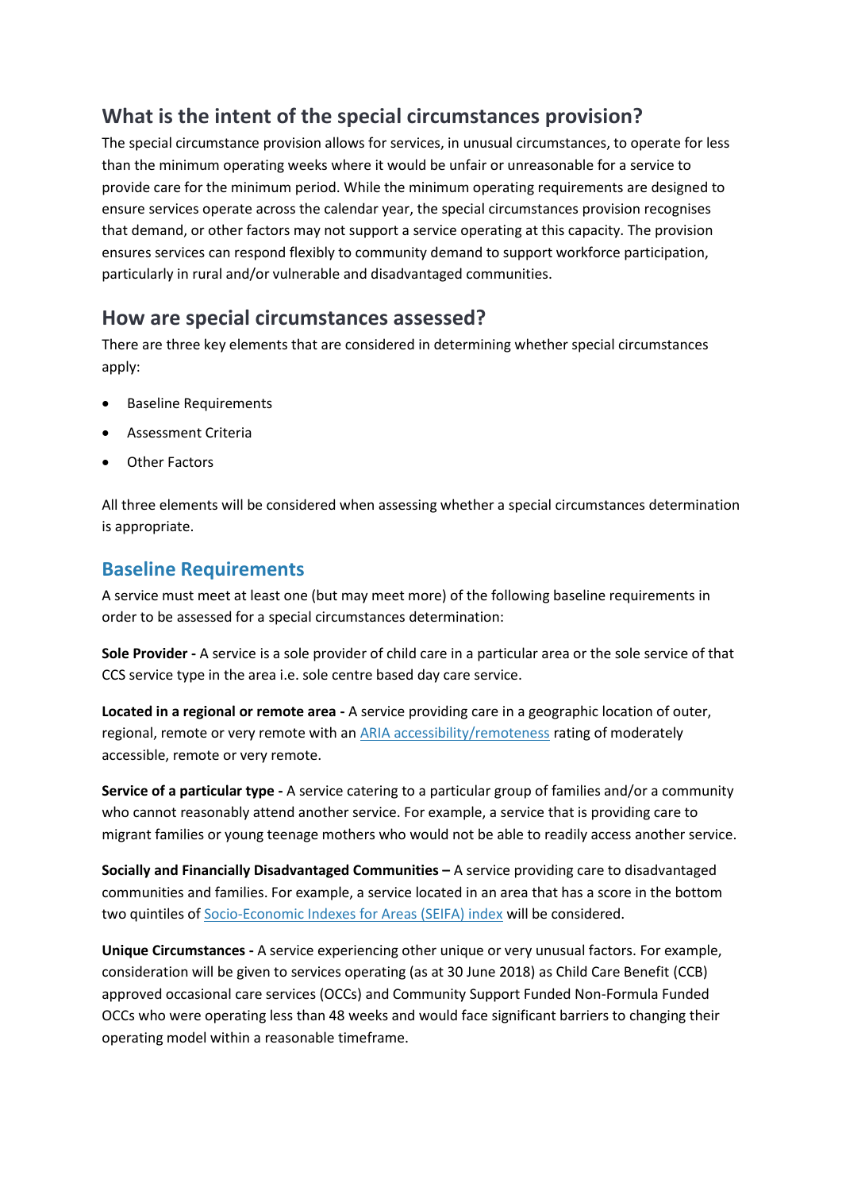## What is the intent of the special circumstances provision?

The special circumstance provision allows for services, in unusual circumstances, to operate for less than the minimum operating weeks where it would be unfair or unreasonable for a service to provide care for the minimum period. While the minimum operating requirements are designed to ensure services operate across the calendar year, the special circumstances provision recognises that demand, or other factors may not support a service operating at this capacity. The provision ensures services can respond flexibly to community demand to support workforce participation, particularly in rural and/or vulnerable and disadvantaged communities.

## How are special circumstances assessed?

There are three key elements that are considered in determining whether special circumstances apply:

- Baseline Requirements
- Assessment Criteria
- Other Factors

All three elements will be considered when assessing whether a special circumstances determination is appropriate.

### Baseline Requirements

A service must meet at least one (but may meet more) of the following baseline requirements in order to be assessed for a special circumstances determination:

**Sole Provider -** A service is a sole provider of child care in a particular area or the sole service of that CCS service type in the area i.e. sole centre based day care service.

**Located in a regional or remote area -** A service providing care in a geographic location of outer, regional, remote or very remote with an ARIA accessibility/remoteness rating of moderately accessible, remote or very remote.

**Service of a particular type -** A service catering to a particular group of families and/or a community who cannot reasonably attend another service. For example, a service that is providing care to migrant families or young teenage mothers who would not be able to readily access another service.

**Socially and Financially Disadvantaged Communities –** A service providing care to disadvantaged communities and families. For example, a service located in an area that has a score in the bottom two quintiles of Socio-Economic Indexes for Areas (SEIFA) index will be considered.

**Unique Circumstances -** A service experiencing other unique or very unusual factors. For example, consideration will be given to services operating (as at 30 June 2018) as Child Care Benefit (CCB) approved occasional care services (OCCs) and Community Support Funded Non-Formula Funded OCCs who were operating less than 48 weeks and would face significant barriers to changing their operating model within a reasonable timeframe.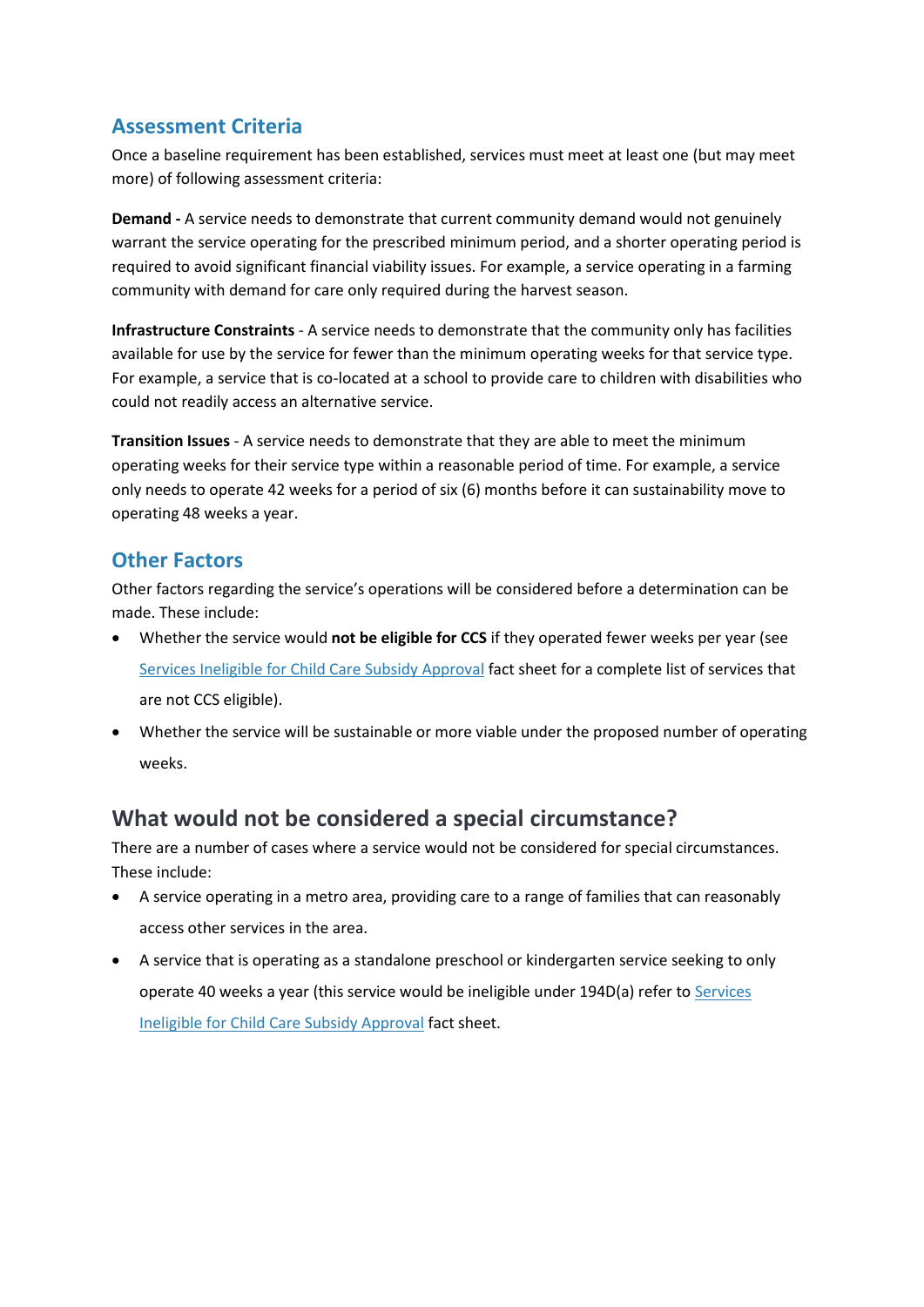## Assessment Criteria

Once a baseline requirement has been established, services must meet at least one (but may meet more) of following assessment criteria:

**Demand -** A service needs to demonstrate that current community demand would not genuinely warrant the service operating for the prescribed minimum period, and a shorter operating period is required to avoid significant financial viability issues. For example, a service operating in a farming community with demand for care only required during the harvest season.

**Infrastructure Constraints** - A service needs to demonstrate that the community only has facilities available for use by the service for fewer than the minimum operating weeks for that service type. For example, a service that is co-located at a school to provide care to children with disabilities who could not readily access an alternative service.

**Transition Issues** - A service needs to demonstrate that they are able to meet the minimum operating weeks for their service type within a reasonable period of time. For example, a service only needs to operate 42 weeks for a period of six (6) months before it can sustainability move to operating 48 weeks a year.

## Other Factors

Other factors regarding the service's operations will be considered before a determination can be made. These include:

- Whether the service would **not be eligible for CCS** if they operated fewer weeks per year (see Services Ineligible for Child Care Subsidy Approval fact sheet for a complete list of services that are not CCS eligible).
- Whether the service will be sustainable or more viable under the proposed number of operating weeks.

# What would not be considered a special circumstance?

There are a number of cases where a service would not be considered for special circumstances. These include:

- A service operating in a metro area, providing care to a range of families that can reasonably access other services in the area.
- A service that is operating as a standalone preschool or kindergarten service seeking to only operate 40 weeks a year (this service would be ineligible under 194D(a) refer to Services Ineligible for Child Care Subsidy Approval fact sheet.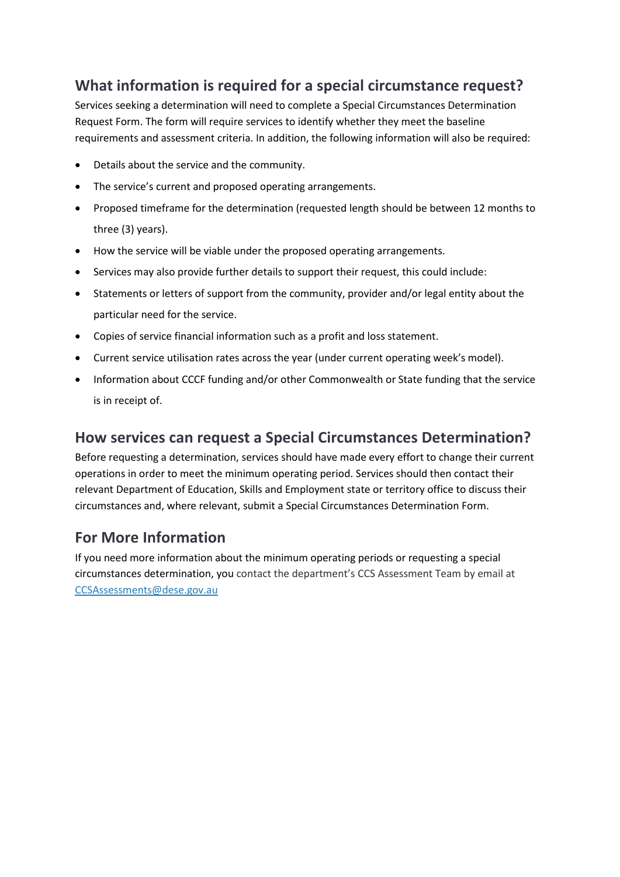## What information is required for a special circumstance request?

Services seeking a determination will need to complete a Special Circumstances Determination Request Form. The form will require services to identify whether they meet the baseline requirements and assessment criteria. In addition, the following information will also be required:

- Details about the service and the community.
- The service's current and proposed operating arrangements.
- Proposed timeframe for the determination (requested length should be between 12 months to three (3) years).
- How the service will be viable under the proposed operating arrangements.
- Services may also provide further details to support their request, this could include:
- Statements or letters of support from the community, provider and/or legal entity about the particular need for the service.
- Copies of service financial information such as a profit and loss statement.
- Current service utilisation rates across the year (under current operating week's model).
- Information about CCCF funding and/or other Commonwealth or State funding that the service is in receipt of.

## How services can request a Special Circumstances Determination?

Before requesting a determination, services should have made every effort to change their current operations in order to meet the minimum operating period. Services should then contact their relevant Department of Education, Skills and Employment state or territory office to discuss their circumstances and, where relevant, submit a Special Circumstances Determination Form.

## For More Information

If you need more information about the minimum operating periods or requesting a special circumstances determination, you contact the department's CCS Assessment Team by email at [CCSAssessments@dese.gov.au](mailto:CCSAssessments@dese.gov.au)